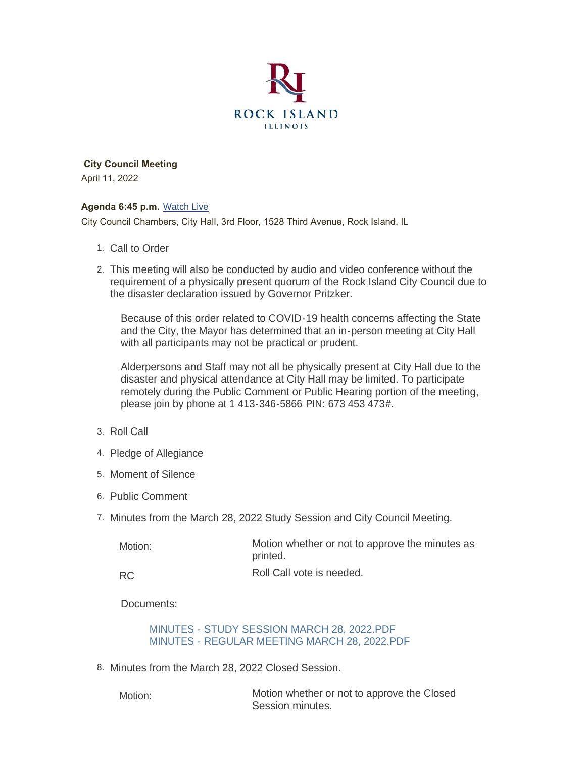ROCK ISLAND
ILLINOIS

**City Council Meeting**

April 11, 2022

**Agenda 6:45 p.m.** Watch Live

City Council Chambers, City Hall, 3rd Floor, 1528 Third Avenue, Rock Island, IL

1. Call to Order
2. This meeting will also be conducted by audio and video conference without the requirement of a physically present quorum of the Rock Island City Council due to the disaster declaration issued by Governor Pritzker.

   Because of this order related to COVID-19 health concerns affecting the State and the City, the Mayor has determined that an in-person meeting at City Hall with all participants may not be practical or prudent.

   Alderpersons and Staff may not all be physically present at City Hall due to the disaster and physical attendance at City Hall may be limited. To participate remotely during the Public Comment or Public Hearing portion of the meeting, please join by phone at 1 413-346-5866 PIN: 673 453 473#.

3. Roll Call
4. Pledge of Allegiance
5. Moment of Silence
6. Public Comment
7. Minutes from the March 28, 2022 Study Session and City Council Meeting.

   | | |
   |---|---|
   | Motion: | Motion whether or not to approve the minutes as printed. |
   | RC | Roll Call vote is needed. |

   Documents:

   MINUTES - STUDY SESSION MARCH 28, 2022.PDF
   MINUTES - REGULAR MEETING MARCH 28, 2022.PDF

8. Minutes from the March 28, 2022 Closed Session.

   | | |
   |---|---|
   | Motion: | Motion whether or not to approve the Closed Session minutes. |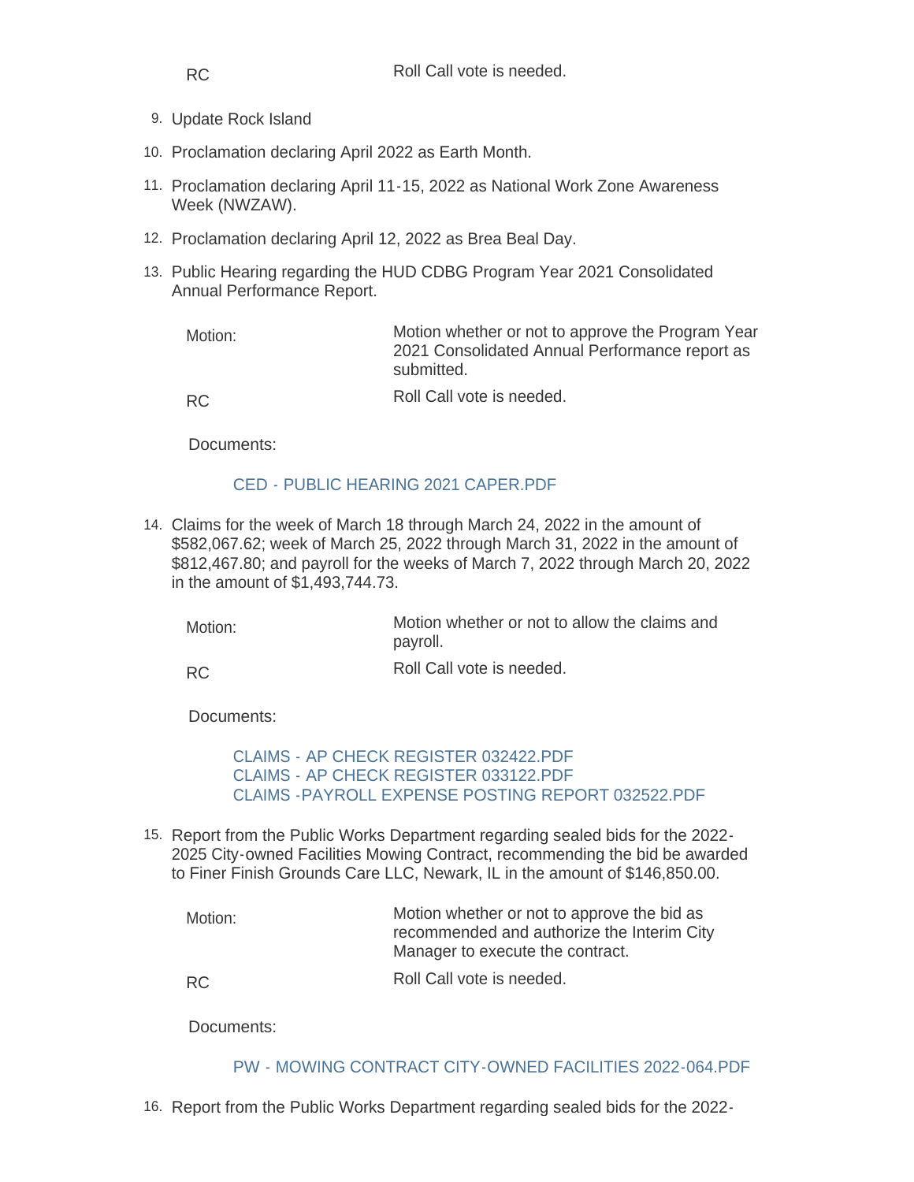RC Roll Call vote is needed.

9. Update Rock Island
10. Proclamation declaring April 2022 as Earth Month.
11. Proclamation declaring April 11-15, 2022 as National Work Zone Awareness Week (NWZAW).
12. Proclamation declaring April 12, 2022 as Brea Beal Day.
13. Public Hearing regarding the HUD CDBG Program Year 2021 Consolidated Annual Performance Report.

    Motion: Motion whether or not to approve the Program Year 2021 Consolidated Annual Performance report as submitted.

    RC Roll Call vote is needed.

    Documents:

    CED - PUBLIC HEARING 2021 CAPER.PDF

14. Claims for the week of March 18 through March 24, 2022 in the amount of $582,067.62; week of March 25, 2022 through March 31, 2022 in the amount of $812,467.80; and payroll for the weeks of March 7, 2022 through March 20, 2022 in the amount of $1,493,744.73.

    Motion: Motion whether or not to allow the claims and payroll.

    RC Roll Call vote is needed.

    Documents:

    CLAIMS - AP CHECK REGISTER 032422.PDF
    CLAIMS - AP CHECK REGISTER 033122.PDF
    CLAIMS -PAYROLL EXPENSE POSTING REPORT 032522.PDF

15. Report from the Public Works Department regarding sealed bids for the 2022-2025 City-owned Facilities Mowing Contract, recommending the bid be awarded to Finer Finish Grounds Care LLC, Newark, IL in the amount of $146,850.00.

    Motion: Motion whether or not to approve the bid as recommended and authorize the Interim City Manager to execute the contract.

    RC Roll Call vote is needed.

    Documents:

    PW - MOWING CONTRACT CITY-OWNED FACILITIES 2022-064.PDF

16. Report from the Public Works Department regarding sealed bids for the 2022-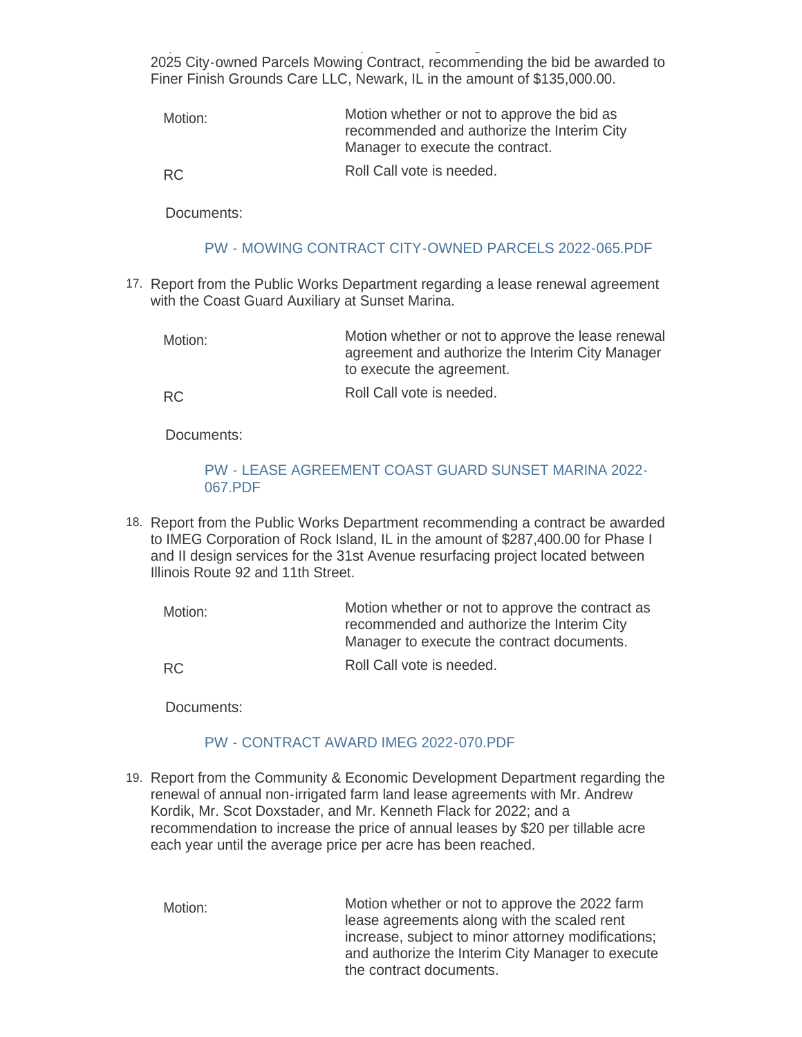2025 City-owned Parcels Mowing Contract, recommending the bid be awarded to Finer Finish Grounds Care LLC, Newark, IL in the amount of $135,000.00.

| | |
|---|---|
| Motion: | Motion whether or not to approve the bid as recommended and authorize the Interim City Manager to execute the contract. |
| RC | Roll Call vote is needed. |

Documents:

PW - MOWING CONTRACT CITY-OWNED PARCELS 2022-065.PDF

17. Report from the Public Works Department regarding a lease renewal agreement with the Coast Guard Auxiliary at Sunset Marina.

| | |
|---|---|
| Motion: | Motion whether or not to approve the lease renewal agreement and authorize the Interim City Manager to execute the agreement. |
| RC | Roll Call vote is needed. |

Documents:

PW - LEASE AGREEMENT COAST GUARD SUNSET MARINA 2022-067.PDF

18. Report from the Public Works Department recommending a contract be awarded to IMEG Corporation of Rock Island, IL in the amount of $287,400.00 for Phase I and II design services for the 31st Avenue resurfacing project located between Illinois Route 92 and 11th Street.

| | |
|---|---|
| Motion: | Motion whether or not to approve the contract as recommended and authorize the Interim City Manager to execute the contract documents. |
| RC | Roll Call vote is needed. |

Documents:

PW - CONTRACT AWARD IMEG 2022-070.PDF

19. Report from the Community & Economic Development Department regarding the renewal of annual non-irrigated farm land lease agreements with Mr. Andrew Kordik, Mr. Scot Doxstader, and Mr. Kenneth Flack for 2022; and a recommendation to increase the price of annual leases by $20 per tillable acre each year until the average price per acre has been reached.

| | |
|---|---|
| Motion: | Motion whether or not to approve the 2022 farm lease agreements along with the scaled rent increase, subject to minor attorney modifications; and authorize the Interim City Manager to execute the contract documents. |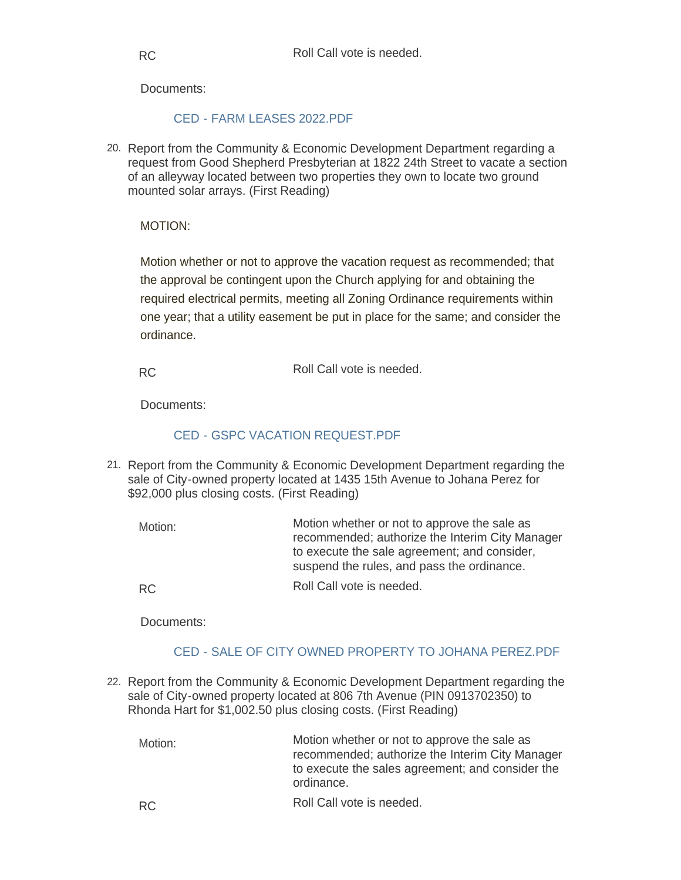RC Roll Call vote is needed.

Documents:

CED - FARM LEASES 2022.PDF

20. Report from the Community & Economic Development Department regarding a request from Good Shepherd Presbyterian at 1822 24th Street to vacate a section of an alleyway located between two properties they own to locate two ground mounted solar arrays. (First Reading)

MOTION:

Motion whether or not to approve the vacation request as recommended; that the approval be contingent upon the Church applying for and obtaining the required electrical permits, meeting all Zoning Ordinance requirements within one year; that a utility easement be put in place for the same; and consider the ordinance.

RC Roll Call vote is needed.

Documents:

CED - GSPC VACATION REQUEST.PDF

21. Report from the Community & Economic Development Department regarding the sale of City-owned property located at 1435 15th Avenue to Johana Perez for $92,000 plus closing costs. (First Reading)

Motion: Motion whether or not to approve the sale as recommended; authorize the Interim City Manager to execute the sale agreement; and consider, suspend the rules, and pass the ordinance.

RC Roll Call vote is needed.

Documents:

CED - SALE OF CITY OWNED PROPERTY TO JOHANA PEREZ.PDF

22. Report from the Community & Economic Development Department regarding the sale of City-owned property located at 806 7th Avenue (PIN 0913702350) to Rhonda Hart for $1,002.50 plus closing costs. (First Reading)

Motion: Motion whether or not to approve the sale as recommended; authorize the Interim City Manager to execute the sales agreement; and consider the ordinance.

RC Roll Call vote is needed.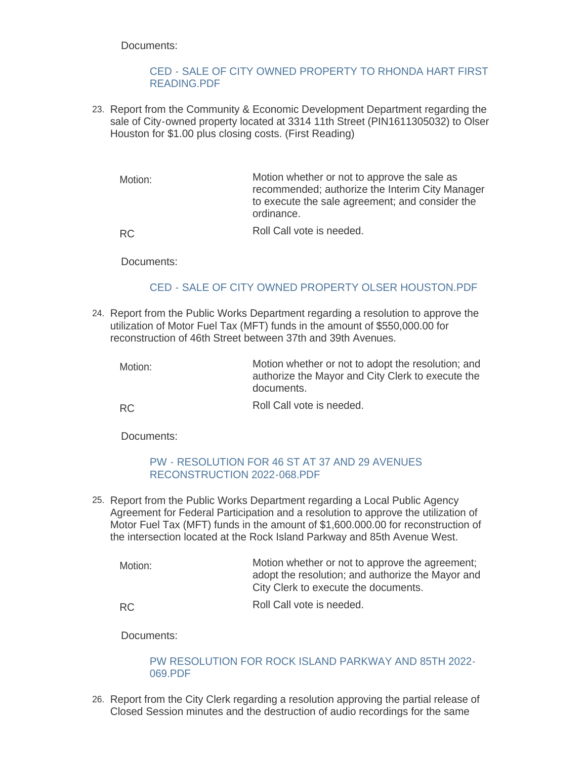Documents:

CED - SALE OF CITY OWNED PROPERTY TO RHONDA HART FIRST READING.PDF

23. Report from the Community & Economic Development Department regarding the sale of City-owned property located at 3314 11th Street (PIN1611305032) to Olser Houston for $1.00 plus closing costs. (First Reading)

| | |
|---|---|
| Motion: | Motion whether or not to approve the sale as recommended; authorize the Interim City Manager to execute the sale agreement; and consider the ordinance. |
| RC | Roll Call vote is needed. |

Documents:

CED - SALE OF CITY OWNED PROPERTY OLSER HOUSTON.PDF

24. Report from the Public Works Department regarding a resolution to approve the utilization of Motor Fuel Tax (MFT) funds in the amount of $550,000.00 for reconstruction of 46th Street between 37th and 39th Avenues.

| | |
|---|---|
| Motion: | Motion whether or not to adopt the resolution; and authorize the Mayor and City Clerk to execute the documents. |
| RC | Roll Call vote is needed. |

Documents:

PW - RESOLUTION FOR 46 ST AT 37 AND 29 AVENUES RECONSTRUCTION 2022-068.PDF

25. Report from the Public Works Department regarding a Local Public Agency Agreement for Federal Participation and a resolution to approve the utilization of Motor Fuel Tax (MFT) funds in the amount of $1,600.000.00 for reconstruction of the intersection located at the Rock Island Parkway and 85th Avenue West.

| | |
|---|---|
| Motion: | Motion whether or not to approve the agreement; adopt the resolution; and authorize the Mayor and City Clerk to execute the documents. |
| RC | Roll Call vote is needed. |

Documents:

PW RESOLUTION FOR ROCK ISLAND PARKWAY AND 85TH 2022-069.PDF

26. Report from the City Clerk regarding a resolution approving the partial release of Closed Session minutes and the destruction of audio recordings for the same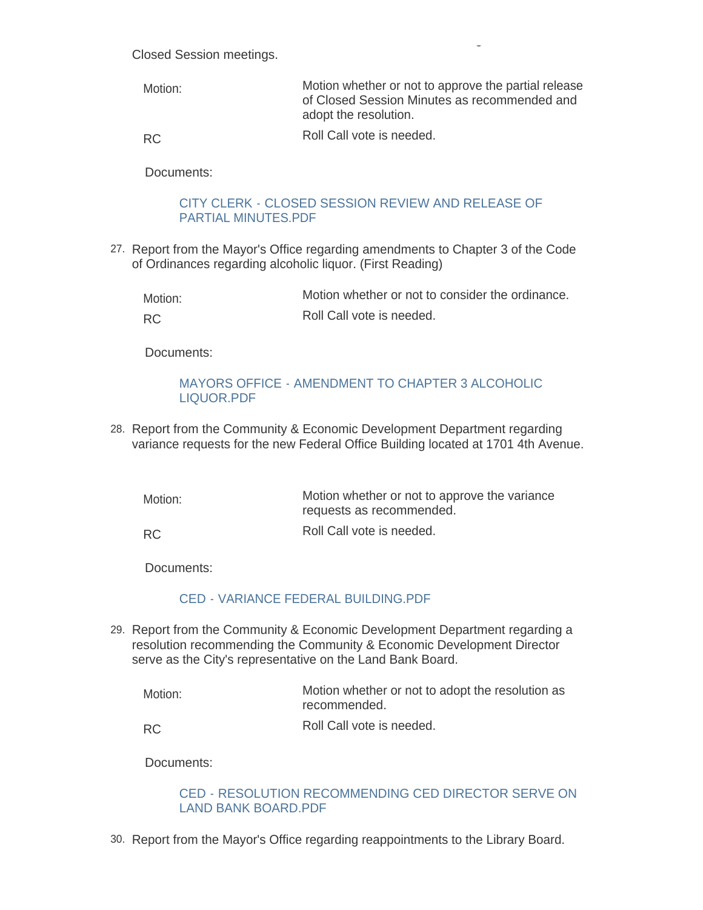Closed Session meetings.

| | |
|---|---|
| Motion: | Motion whether or not to approve the partial release of Closed Session Minutes as recommended and adopt the resolution. |
| RC | Roll Call vote is needed. |

Documents:

CITY CLERK - CLOSED SESSION REVIEW AND RELEASE OF PARTIAL MINUTES.PDF

27. Report from the Mayor's Office regarding amendments to Chapter 3 of the Code of Ordinances regarding alcoholic liquor. (First Reading)

| | |
|---|---|
| Motion: | Motion whether or not to consider the ordinance. |
| RC | Roll Call vote is needed. |

Documents:

MAYORS OFFICE - AMENDMENT TO CHAPTER 3 ALCOHOLIC LIQUOR.PDF

28. Report from the Community & Economic Development Department regarding variance requests for the new Federal Office Building located at 1701 4th Avenue.

| | |
|---|---|
| Motion: | Motion whether or not to approve the variance requests as recommended. |
| RC | Roll Call vote is needed. |

Documents:

CED - VARIANCE FEDERAL BUILDING.PDF

29. Report from the Community & Economic Development Department regarding a resolution recommending the Community & Economic Development Director serve as the City's representative on the Land Bank Board.

| | |
|---|---|
| Motion: | Motion whether or not to adopt the resolution as recommended. |
| RC | Roll Call vote is needed. |

Documents:

CED - RESOLUTION RECOMMENDING CED DIRECTOR SERVE ON LAND BANK BOARD.PDF

30. Report from the Mayor's Office regarding reappointments to the Library Board.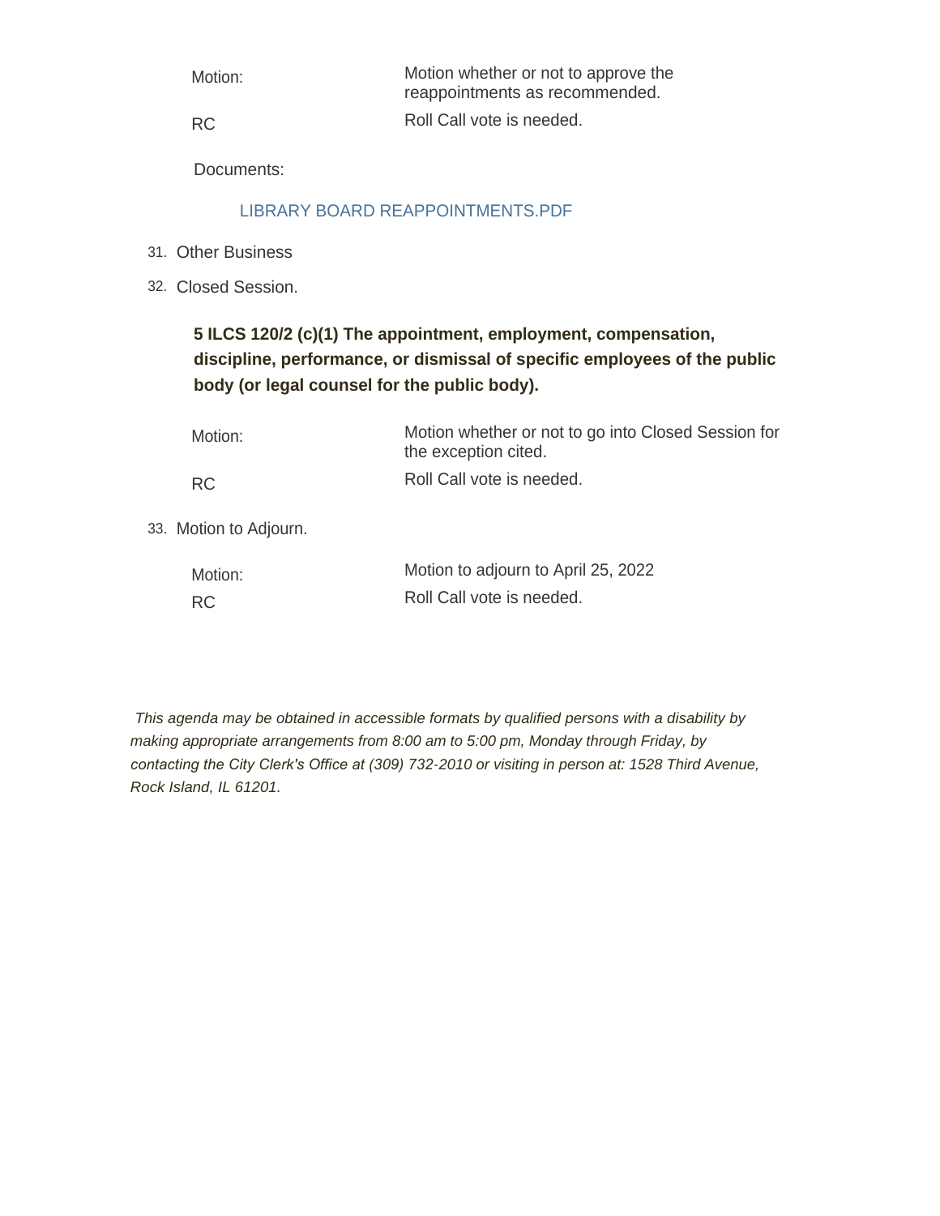| | |
|---|---|
| Motion: | Motion whether or not to approve the reappointments as recommended. |
| RC | Roll Call vote is needed. |

Documents:

LIBRARY BOARD REAPPOINTMENTS.PDF

31. Other Business

32. Closed Session.

**5 ILCS 120/2 (c)(1) The appointment, employment, compensation, discipline, performance, or dismissal of specific employees of the public body (or legal counsel for the public body).**

| | |
|---|---|
| Motion: | Motion whether or not to go into Closed Session for the exception cited. |
| RC | Roll Call vote is needed. |

33. Motion to Adjourn.

| | |
|---|---|
| Motion: | Motion to adjourn to April 25, 2022 |
| RC | Roll Call vote is needed. |

*This agenda may be obtained in accessible formats by qualified persons with a disability by making appropriate arrangements from 8:00 am to 5:00 pm, Monday through Friday, by contacting the City Clerk's Office at (309) 732-2010 or visiting in person at: 1528 Third Avenue, Rock Island, IL 61201.*